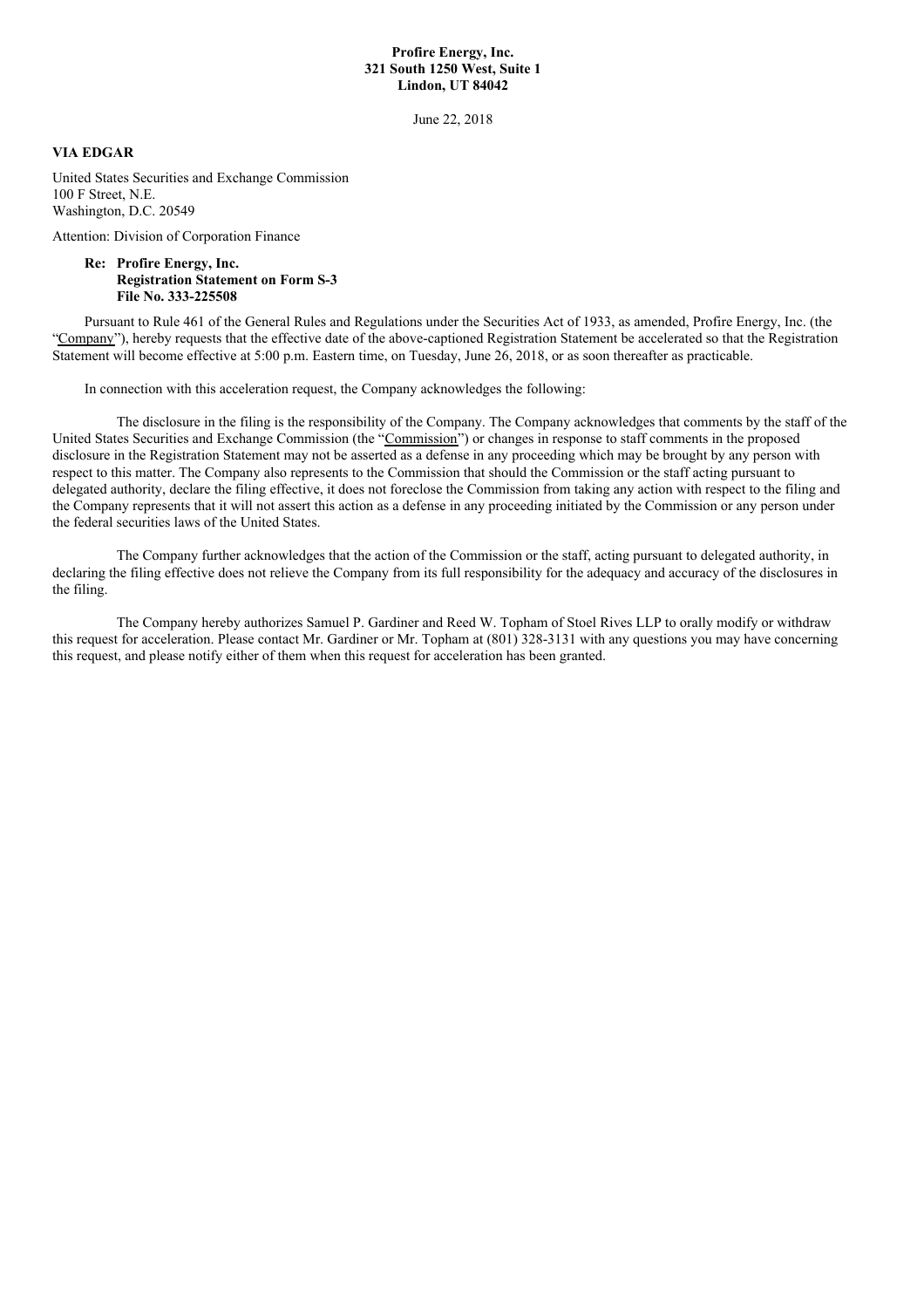**Profire Energy, Inc.**
**321 South 1250 West, Suite 1**
**Lindon, UT 84042**

June 22, 2018

**VIA EDGAR**

United States Securities and Exchange Commission
100 F Street, N.E.
Washington, D.C. 20549

Attention: Division of Corporation Finance

**Re: Profire Energy, Inc.**
**Registration Statement on Form S-3**
**File No. 333-225508**

Pursuant to Rule 461 of the General Rules and Regulations under the Securities Act of 1933, as amended, Profire Energy, Inc. (the "Company"), hereby requests that the effective date of the above-captioned Registration Statement be accelerated so that the Registration Statement will become effective at 5:00 p.m. Eastern time, on Tuesday, June 26, 2018, or as soon thereafter as practicable.

In connection with this acceleration request, the Company acknowledges the following:

The disclosure in the filing is the responsibility of the Company. The Company acknowledges that comments by the staff of the United States Securities and Exchange Commission (the "Commission") or changes in response to staff comments in the proposed disclosure in the Registration Statement may not be asserted as a defense in any proceeding which may be brought by any person with respect to this matter. The Company also represents to the Commission that should the Commission or the staff acting pursuant to delegated authority, declare the filing effective, it does not foreclose the Commission from taking any action with respect to the filing and the Company represents that it will not assert this action as a defense in any proceeding initiated by the Commission or any person under the federal securities laws of the United States.

The Company further acknowledges that the action of the Commission or the staff, acting pursuant to delegated authority, in declaring the filing effective does not relieve the Company from its full responsibility for the adequacy and accuracy of the disclosures in the filing.

The Company hereby authorizes Samuel P. Gardiner and Reed W. Topham of Stoel Rives LLP to orally modify or withdraw this request for acceleration. Please contact Mr. Gardiner or Mr. Topham at (801) 328-3131 with any questions you may have concerning this request, and please notify either of them when this request for acceleration has been granted.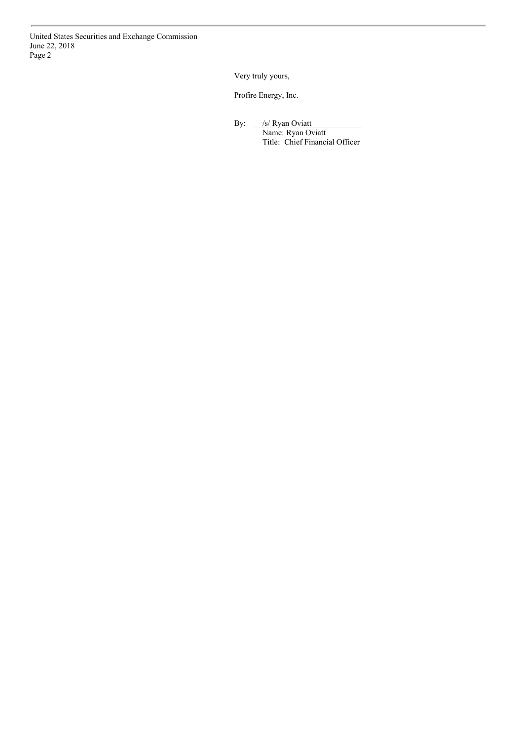Very truly yours,

Profire Energy, Inc.

By: /s/ Ryan Oviatt
Name: Ryan Oviatt
Title: Chief Financial Officer